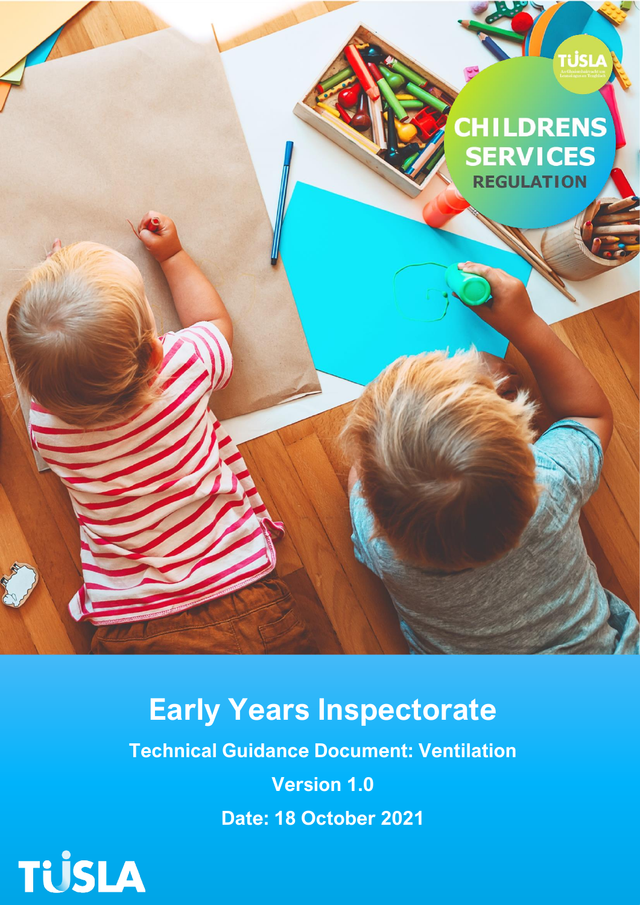CHILDRENS SERVICES REGULATION

# Early Years Inspectorate

**Technical Guidance Document: Ventilation**

**Version 1.0**

**Date: 18 October 2021**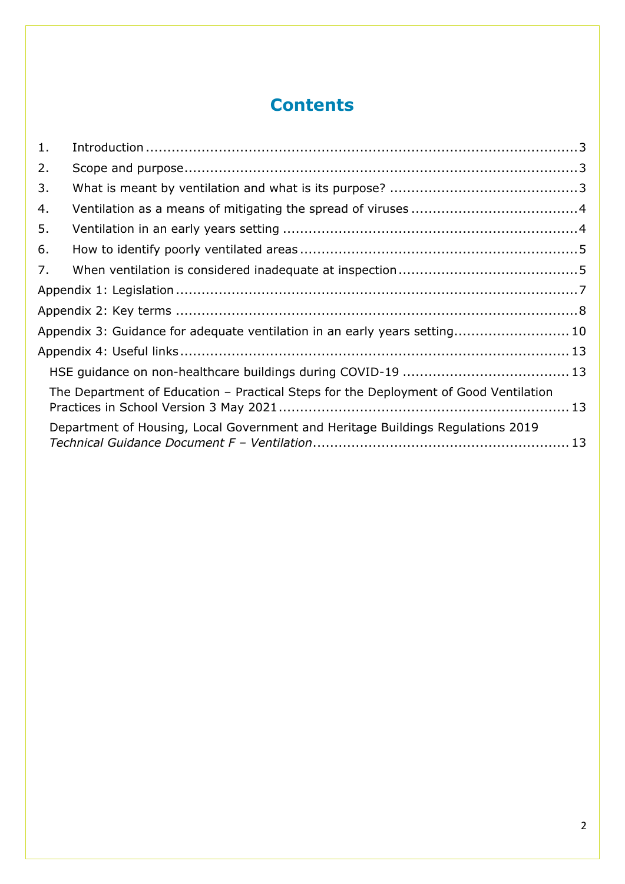# Contents

1. Introduction ........................................................................................................ 3
2. Scope and purpose ............................................................................................ 3
3. What is meant by ventilation and what is its purpose? ............................................ 3
4. Ventilation as a means of mitigating the spread of viruses ....................................... 4
5. Ventilation in an early years setting ..................................................................... 4
6. How to identify poorly ventilated areas ................................................................. 5
7. When ventilation is considered inadequate at inspection .......................................... 5

Appendix 1: Legislation ............................................................................................ 7

Appendix 2: Key terms ............................................................................................. 8

Appendix 3: Guidance for adequate ventilation in an early years setting ........................ 10

Appendix 4: Useful links ........................................................................................... 13

- HSE guidance on non-healthcare buildings during COVID-19 ...................................... 13
- The Department of Education – Practical Steps for the Deployment of Good Ventilation Practices in School Version 3 May 2021 ................................................................... 13
- Department of Housing, Local Government and Heritage Buildings Regulations 2019 *Technical Guidance Document F – Ventilation* ............................................................ 13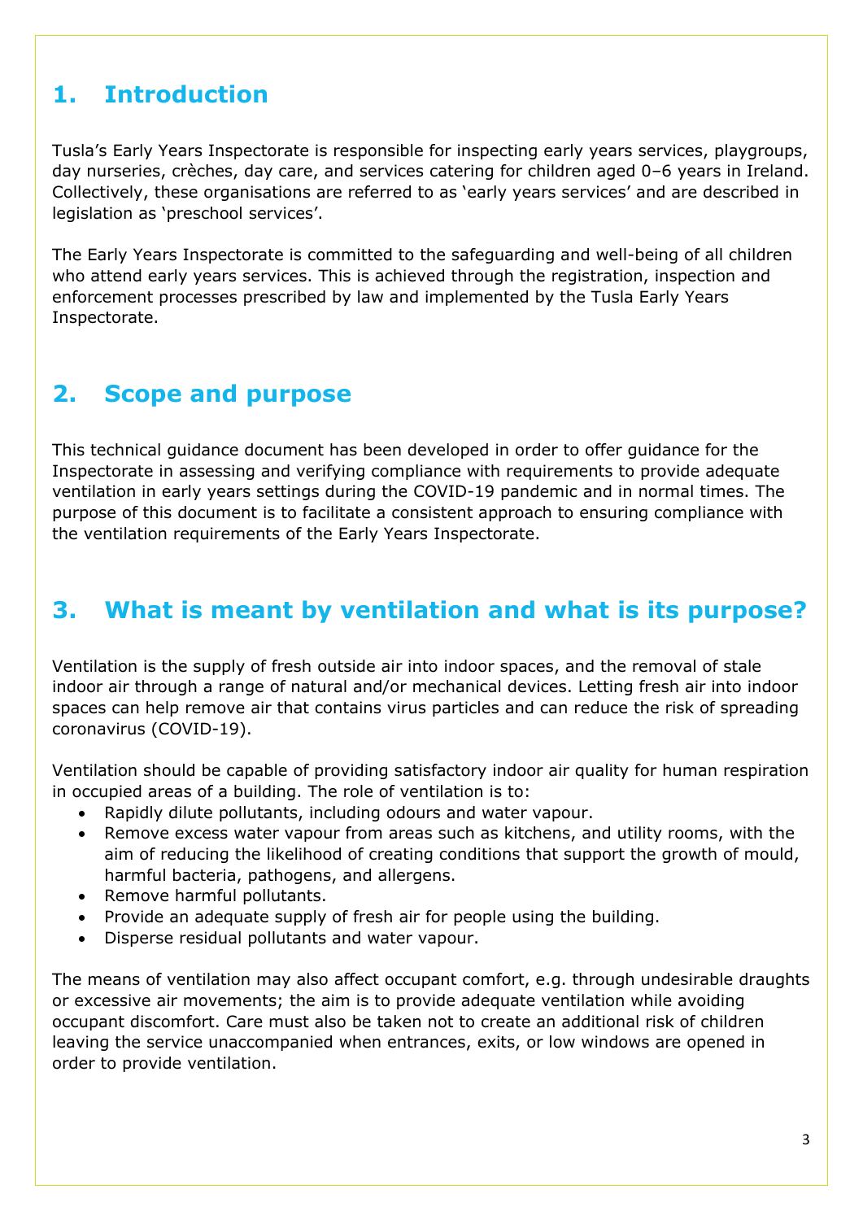# 1. Introduction

Tusla's Early Years Inspectorate is responsible for inspecting early years services, playgroups, day nurseries, crèches, day care, and services catering for children aged 0–6 years in Ireland. Collectively, these organisations are referred to as 'early years services' and are described in legislation as 'preschool services'.

The Early Years Inspectorate is committed to the safeguarding and well-being of all children who attend early years services. This is achieved through the registration, inspection and enforcement processes prescribed by law and implemented by the Tusla Early Years Inspectorate.

# 2. Scope and purpose

This technical guidance document has been developed in order to offer guidance for the Inspectorate in assessing and verifying compliance with requirements to provide adequate ventilation in early years settings during the COVID-19 pandemic and in normal times. The purpose of this document is to facilitate a consistent approach to ensuring compliance with the ventilation requirements of the Early Years Inspectorate.

# 3. What is meant by ventilation and what is its purpose?

Ventilation is the supply of fresh outside air into indoor spaces, and the removal of stale indoor air through a range of natural and/or mechanical devices. Letting fresh air into indoor spaces can help remove air that contains virus particles and can reduce the risk of spreading coronavirus (COVID-19).

Ventilation should be capable of providing satisfactory indoor air quality for human respiration in occupied areas of a building. The role of ventilation is to:

- Rapidly dilute pollutants, including odours and water vapour.
- Remove excess water vapour from areas such as kitchens, and utility rooms, with the aim of reducing the likelihood of creating conditions that support the growth of mould, harmful bacteria, pathogens, and allergens.
- Remove harmful pollutants.
- Provide an adequate supply of fresh air for people using the building.
- Disperse residual pollutants and water vapour.

The means of ventilation may also affect occupant comfort, e.g. through undesirable draughts or excessive air movements; the aim is to provide adequate ventilation while avoiding occupant discomfort. Care must also be taken not to create an additional risk of children leaving the service unaccompanied when entrances, exits, or low windows are opened in order to provide ventilation.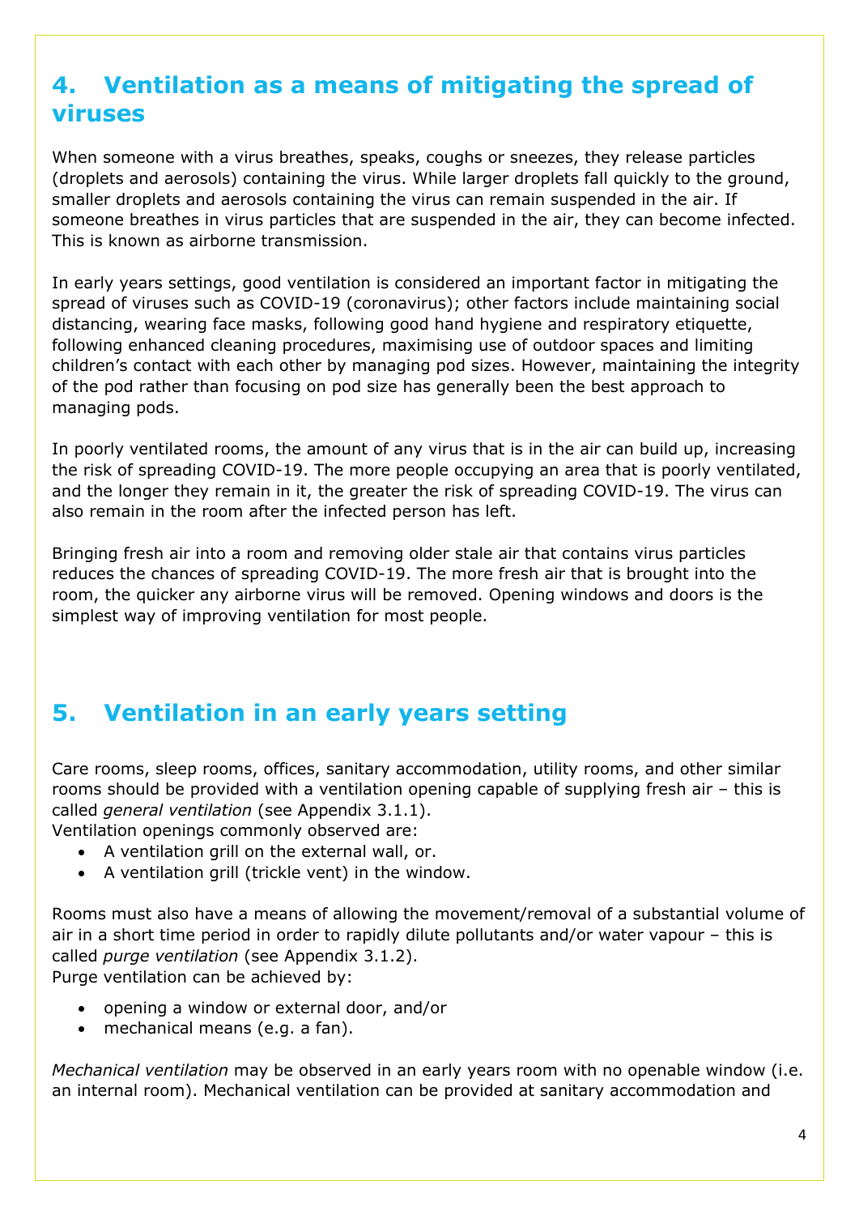## 4. Ventilation as a means of mitigating the spread of viruses

When someone with a virus breathes, speaks, coughs or sneezes, they release particles (droplets and aerosols) containing the virus. While larger droplets fall quickly to the ground, smaller droplets and aerosols containing the virus can remain suspended in the air. If someone breathes in virus particles that are suspended in the air, they can become infected. This is known as airborne transmission.

In early years settings, good ventilation is considered an important factor in mitigating the spread of viruses such as COVID-19 (coronavirus); other factors include maintaining social distancing, wearing face masks, following good hand hygiene and respiratory etiquette, following enhanced cleaning procedures, maximising use of outdoor spaces and limiting children's contact with each other by managing pod sizes. However, maintaining the integrity of the pod rather than focusing on pod size has generally been the best approach to managing pods.

In poorly ventilated rooms, the amount of any virus that is in the air can build up, increasing the risk of spreading COVID-19. The more people occupying an area that is poorly ventilated, and the longer they remain in it, the greater the risk of spreading COVID-19. The virus can also remain in the room after the infected person has left.

Bringing fresh air into a room and removing older stale air that contains virus particles reduces the chances of spreading COVID-19. The more fresh air that is brought into the room, the quicker any airborne virus will be removed. Opening windows and doors is the simplest way of improving ventilation for most people.

## 5. Ventilation in an early years setting

Care rooms, sleep rooms, offices, sanitary accommodation, utility rooms, and other similar rooms should be provided with a ventilation opening capable of supplying fresh air – this is called *general ventilation* (see Appendix 3.1.1).
Ventilation openings commonly observed are:

- A ventilation grill on the external wall, or.
- A ventilation grill (trickle vent) in the window.

Rooms must also have a means of allowing the movement/removal of a substantial volume of air in a short time period in order to rapidly dilute pollutants and/or water vapour – this is called *purge ventilation* (see Appendix 3.1.2).
Purge ventilation can be achieved by:

- opening a window or external door, and/or
- mechanical means (e.g. a fan).

*Mechanical ventilation* may be observed in an early years room with no openable window (i.e. an internal room). Mechanical ventilation can be provided at sanitary accommodation and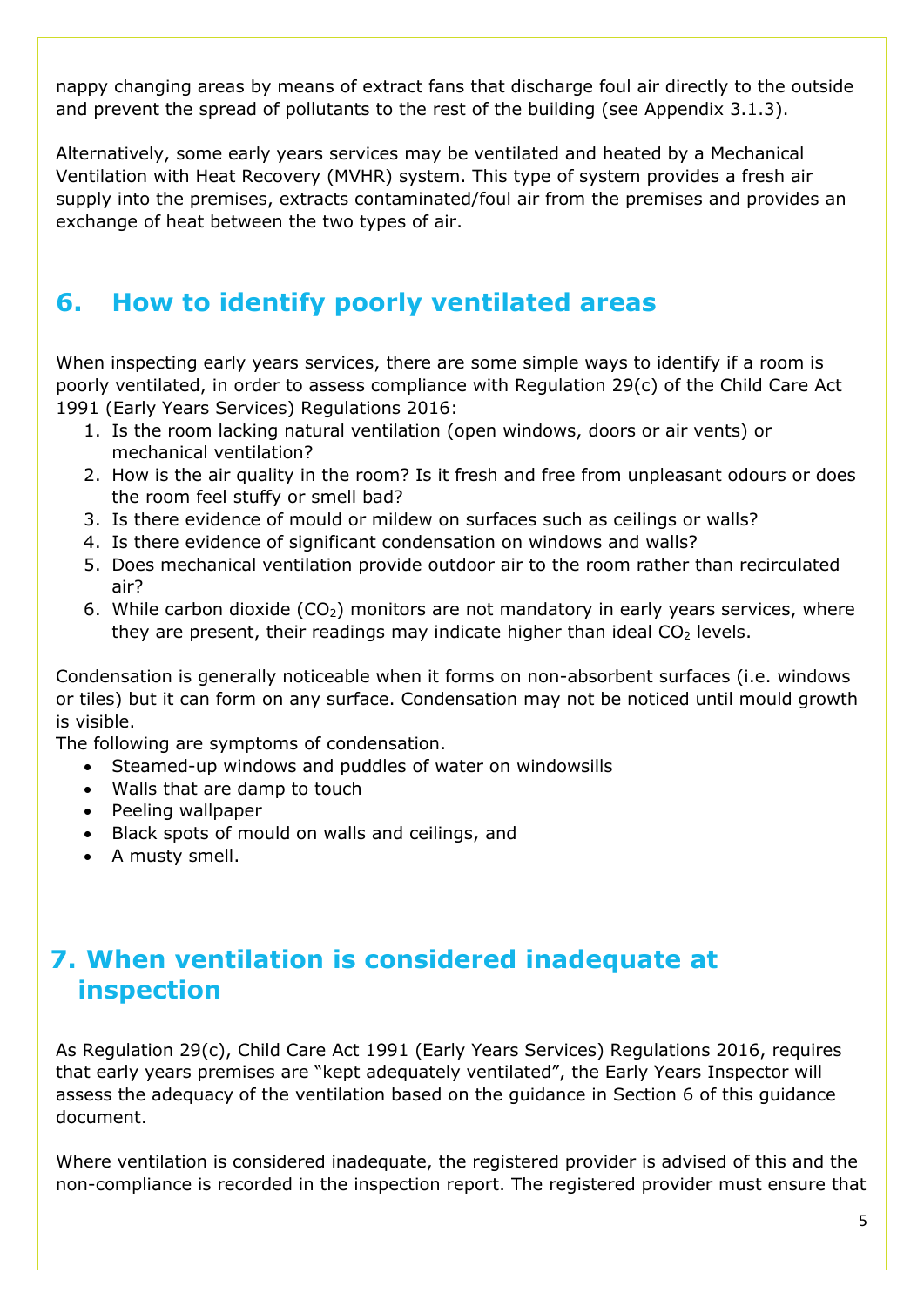nappy changing areas by means of extract fans that discharge foul air directly to the outside and prevent the spread of pollutants to the rest of the building (see Appendix 3.1.3).

Alternatively, some early years services may be ventilated and heated by a Mechanical Ventilation with Heat Recovery (MVHR) system. This type of system provides a fresh air supply into the premises, extracts contaminated/foul air from the premises and provides an exchange of heat between the two types of air.

## 6. How to identify poorly ventilated areas

When inspecting early years services, there are some simple ways to identify if a room is poorly ventilated, in order to assess compliance with Regulation 29(c) of the Child Care Act 1991 (Early Years Services) Regulations 2016:

1. Is the room lacking natural ventilation (open windows, doors or air vents) or mechanical ventilation?
2. How is the air quality in the room? Is it fresh and free from unpleasant odours or does the room feel stuffy or smell bad?
3. Is there evidence of mould or mildew on surfaces such as ceilings or walls?
4. Is there evidence of significant condensation on windows and walls?
5. Does mechanical ventilation provide outdoor air to the room rather than recirculated air?
6. While carbon dioxide ($CO_2$) monitors are not mandatory in early years services, where they are present, their readings may indicate higher than ideal $CO_2$ levels.

Condensation is generally noticeable when it forms on non-absorbent surfaces (i.e. windows or tiles) but it can form on any surface. Condensation may not be noticed until mould growth is visible.

The following are symptoms of condensation.

- Steamed-up windows and puddles of water on windowsills
- Walls that are damp to touch
- Peeling wallpaper
- Black spots of mould on walls and ceilings, and
- A musty smell.

## 7. When ventilation is considered inadequate at inspection

As Regulation 29(c), Child Care Act 1991 (Early Years Services) Regulations 2016, requires that early years premises are "kept adequately ventilated", the Early Years Inspector will assess the adequacy of the ventilation based on the guidance in Section 6 of this guidance document.

Where ventilation is considered inadequate, the registered provider is advised of this and the non-compliance is recorded in the inspection report. The registered provider must ensure that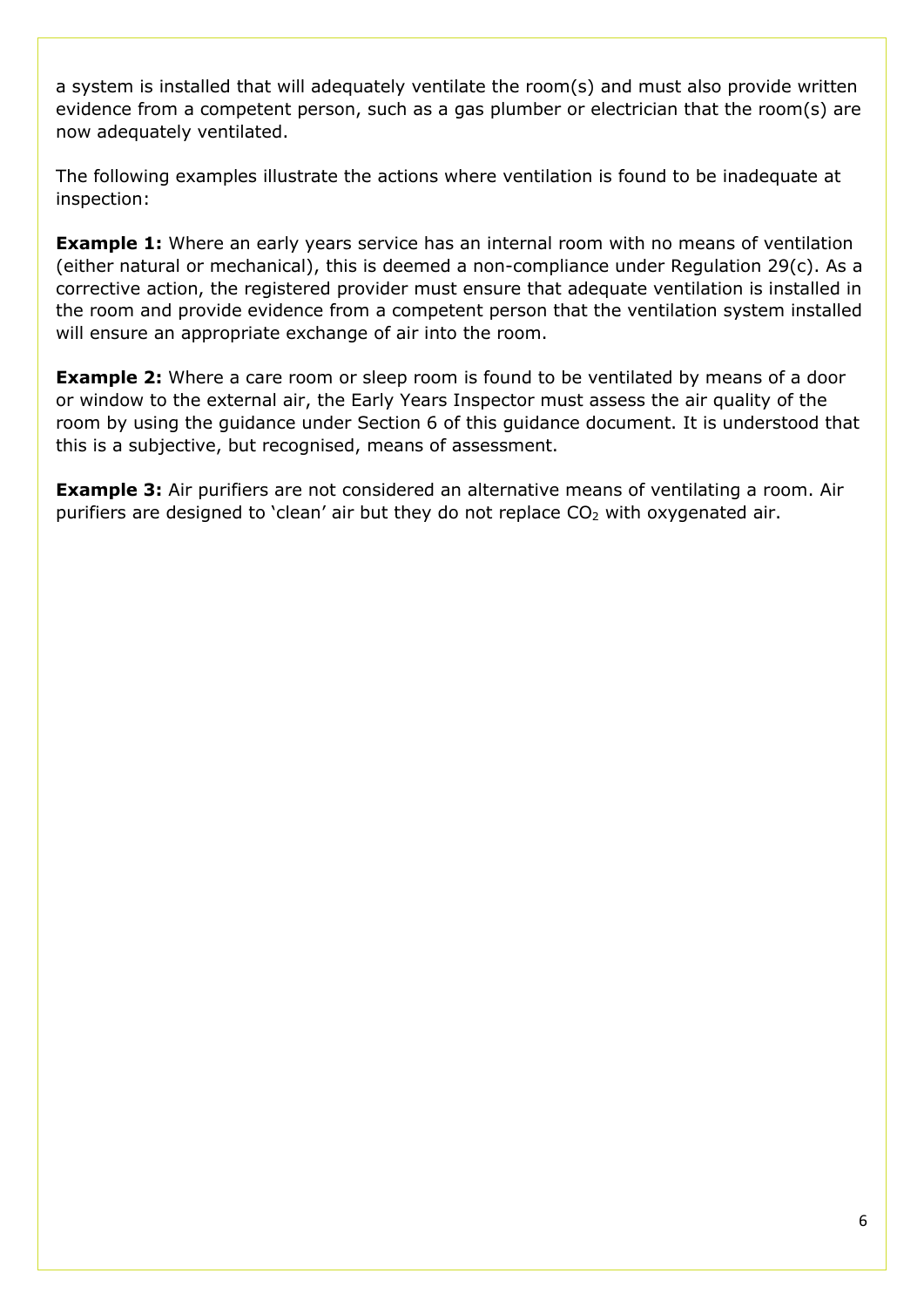a system is installed that will adequately ventilate the room(s) and must also provide written evidence from a competent person, such as a gas plumber or electrician that the room(s) are now adequately ventilated.

The following examples illustrate the actions where ventilation is found to be inadequate at inspection:

**Example 1:** Where an early years service has an internal room with no means of ventilation (either natural or mechanical), this is deemed a non-compliance under Regulation 29(c). As a corrective action, the registered provider must ensure that adequate ventilation is installed in the room and provide evidence from a competent person that the ventilation system installed will ensure an appropriate exchange of air into the room.

**Example 2:** Where a care room or sleep room is found to be ventilated by means of a door or window to the external air, the Early Years Inspector must assess the air quality of the room by using the guidance under Section 6 of this guidance document. It is understood that this is a subjective, but recognised, means of assessment.

**Example 3:** Air purifiers are not considered an alternative means of ventilating a room. Air purifiers are designed to 'clean' air but they do not replace $CO_2$ with oxygenated air.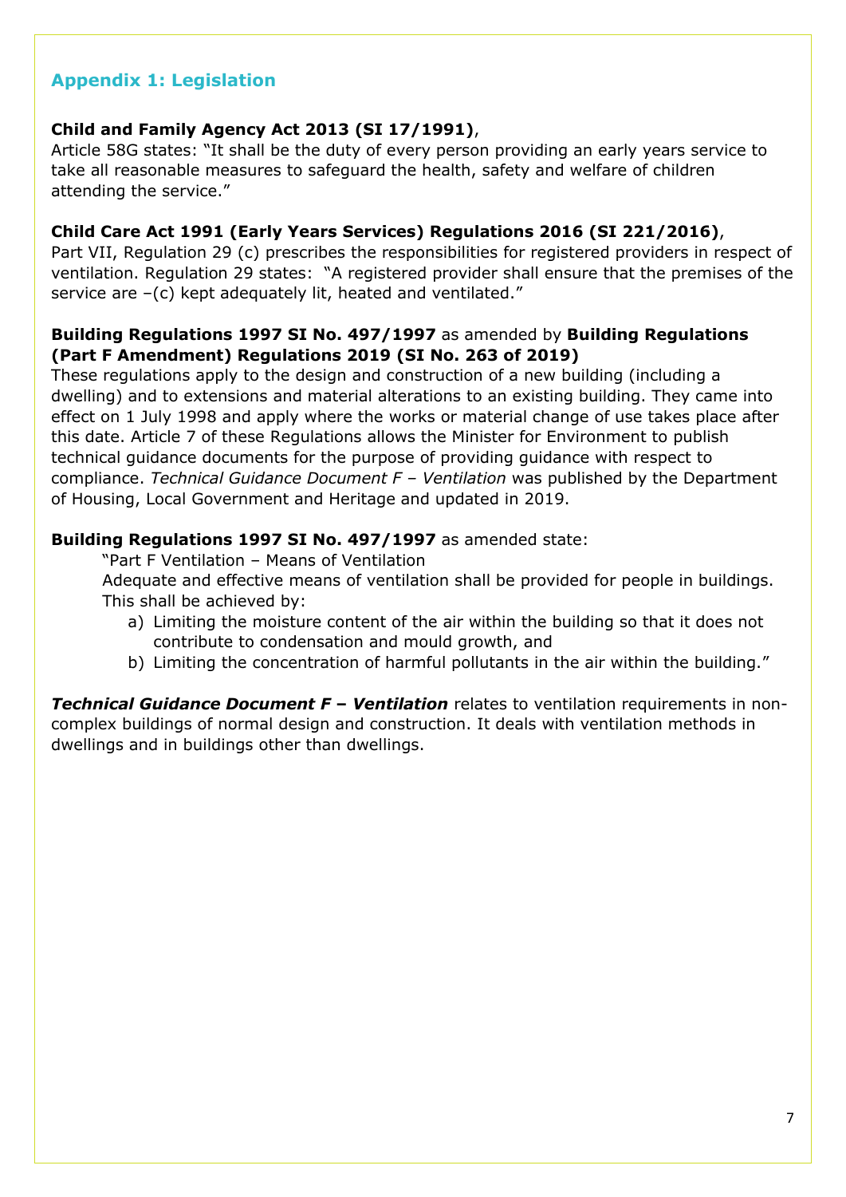## Appendix 1: Legislation

**Child and Family Agency Act 2013 (SI 17/1991)**,
Article 58G states: "It shall be the duty of every person providing an early years service to take all reasonable measures to safeguard the health, safety and welfare of children attending the service."

**Child Care Act 1991 (Early Years Services) Regulations 2016 (SI 221/2016)**,
Part VII, Regulation 29 (c) prescribes the responsibilities for registered providers in respect of ventilation. Regulation 29 states: "A registered provider shall ensure that the premises of the service are –(c) kept adequately lit, heated and ventilated."

**Building Regulations 1997 SI No. 497/1997** as amended by **Building Regulations (Part F Amendment) Regulations 2019 (SI No. 263 of 2019)**
These regulations apply to the design and construction of a new building (including a dwelling) and to extensions and material alterations to an existing building. They came into effect on 1 July 1998 and apply where the works or material change of use takes place after this date. Article 7 of these Regulations allows the Minister for Environment to publish technical guidance documents for the purpose of providing guidance with respect to compliance. *Technical Guidance Document F – Ventilation* was published by the Department of Housing, Local Government and Heritage and updated in 2019.

**Building Regulations 1997 SI No. 497/1997** as amended state:

> "Part F Ventilation – Means of Ventilation
> Adequate and effective means of ventilation shall be provided for people in buildings. This shall be achieved by:
>
> a) Limiting the moisture content of the air within the building so that it does not contribute to condensation and mould growth, and
> b) Limiting the concentration of harmful pollutants in the air within the building."

***Technical Guidance Document F – Ventilation*** relates to ventilation requirements in non-complex buildings of normal design and construction. It deals with ventilation methods in dwellings and in buildings other than dwellings.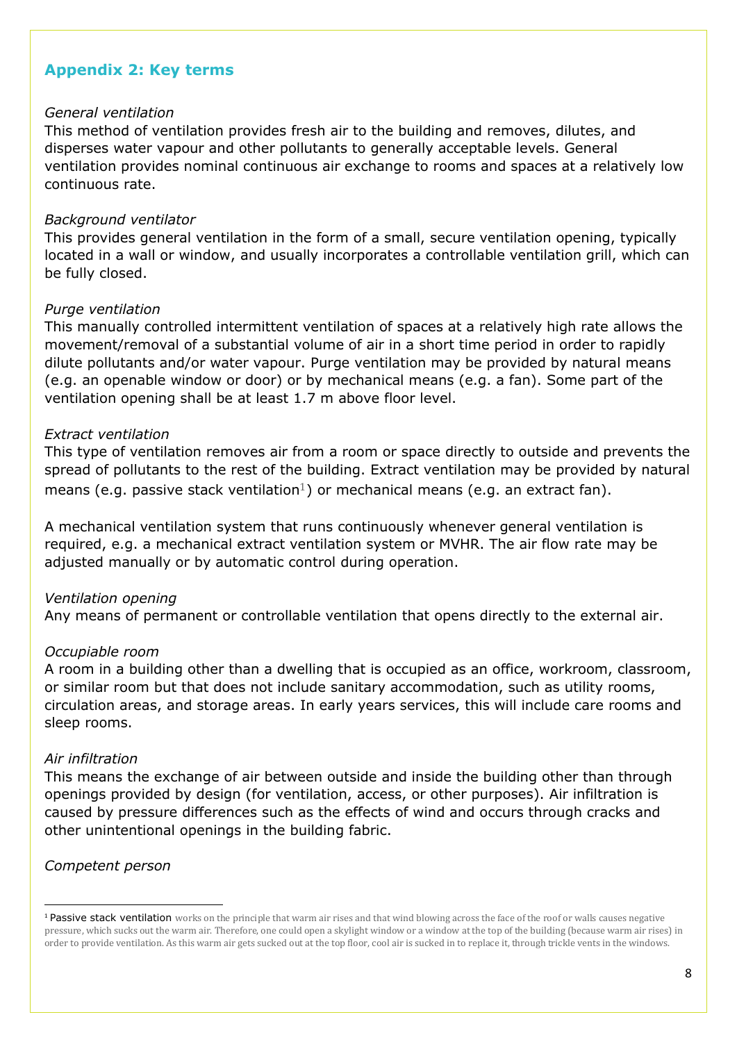## Appendix 2: Key terms

*General ventilation*

This method of ventilation provides fresh air to the building and removes, dilutes, and disperses water vapour and other pollutants to generally acceptable levels. General ventilation provides nominal continuous air exchange to rooms and spaces at a relatively low continuous rate.

*Background ventilator*

This provides general ventilation in the form of a small, secure ventilation opening, typically located in a wall or window, and usually incorporates a controllable ventilation grill, which can be fully closed.

*Purge ventilation*

This manually controlled intermittent ventilation of spaces at a relatively high rate allows the movement/removal of a substantial volume of air in a short time period in order to rapidly dilute pollutants and/or water vapour. Purge ventilation may be provided by natural means (e.g. an openable window or door) or by mechanical means (e.g. a fan). Some part of the ventilation opening shall be at least 1.7 m above floor level.

*Extract ventilation*

This type of ventilation removes air from a room or space directly to outside and prevents the spread of pollutants to the rest of the building. Extract ventilation may be provided by natural means (e.g. passive stack ventilation[1]) or mechanical means (e.g. an extract fan).

A mechanical ventilation system that runs continuously whenever general ventilation is required, e.g. a mechanical extract ventilation system or MVHR. The air flow rate may be adjusted manually or by automatic control during operation.

*Ventilation opening*

Any means of permanent or controllable ventilation that opens directly to the external air.

*Occupiable room*

A room in a building other than a dwelling that is occupied as an office, workroom, classroom, or similar room but that does not include sanitary accommodation, such as utility rooms, circulation areas, and storage areas. In early years services, this will include care rooms and sleep rooms.

*Air infiltration*

This means the exchange of air between outside and inside the building other than through openings provided by design (for ventilation, access, or other purposes). Air infiltration is caused by pressure differences such as the effects of wind and occurs through cracks and other unintentional openings in the building fabric.

*Competent person*

---

[1] Passive stack ventilation works on the principle that warm air rises and that wind blowing across the face of the roof or walls causes negative pressure, which sucks out the warm air. Therefore, one could open a skylight window or a window at the top of the building (because warm air rises) in order to provide ventilation. As this warm air gets sucked out at the top floor, cool air is sucked in to replace it, through trickle vents in the windows.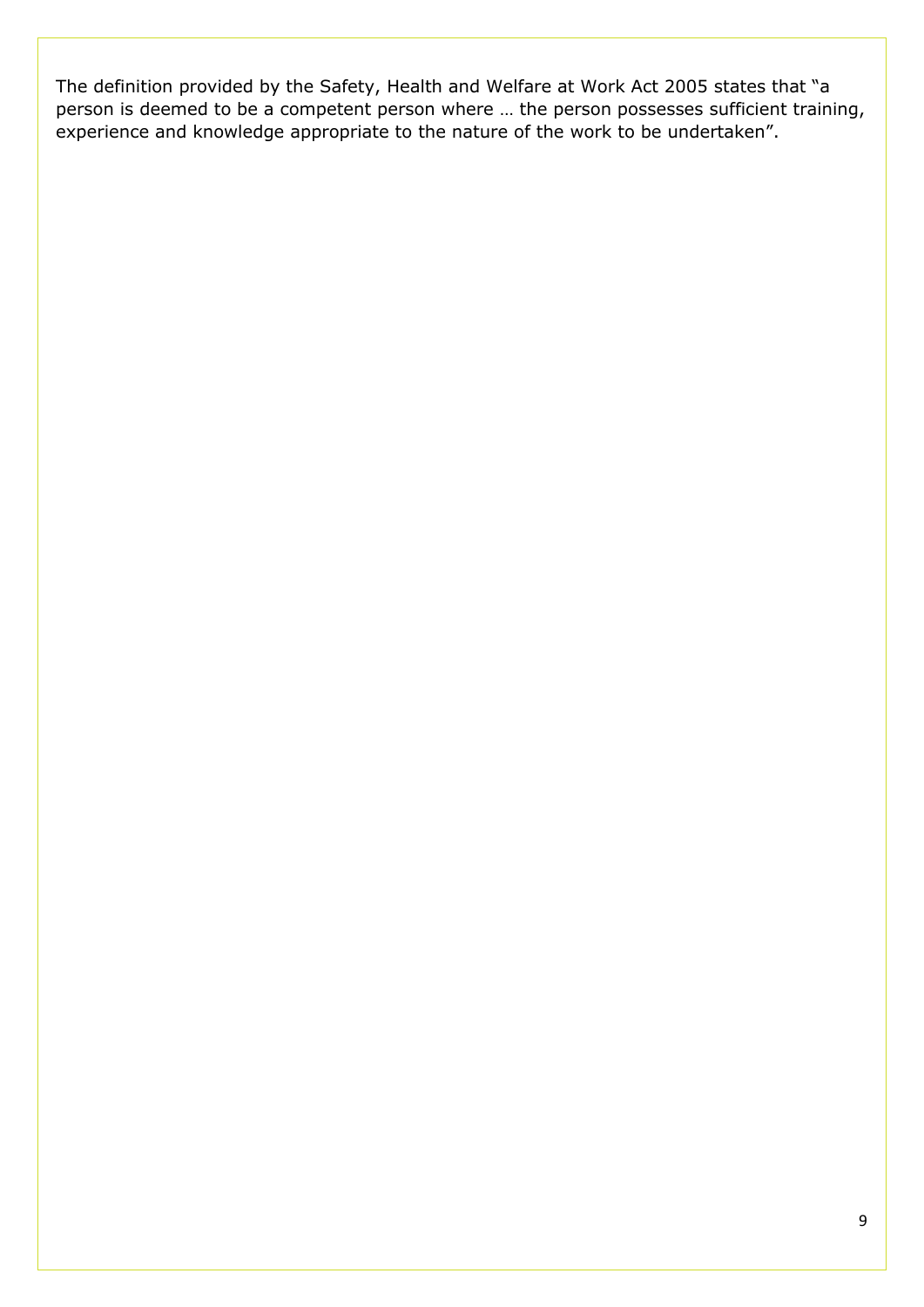The definition provided by the Safety, Health and Welfare at Work Act 2005 states that "a person is deemed to be a competent person where … the person possesses sufficient training, experience and knowledge appropriate to the nature of the work to be undertaken".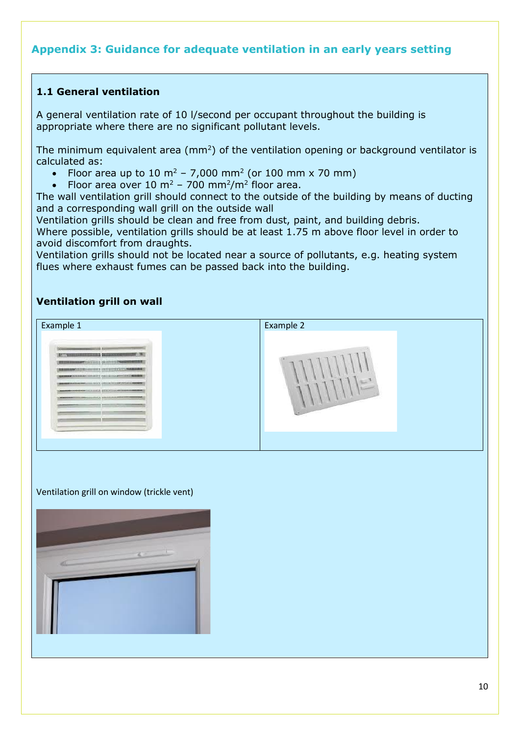## Appendix 3: Guidance for adequate ventilation in an early years setting

### 1.1 General ventilation

A general ventilation rate of 10 l/second per occupant throughout the building is appropriate where there are no significant pollutant levels.

The minimum equivalent area (mm$^2$) of the ventilation opening or background ventilator is calculated as:

- Floor area up to 10 m$^2$ – 7,000 mm$^2$ (or 100 mm x 70 mm)
- Floor area over 10 m$^2$ – 700 mm$^2$/m$^2$ floor area.

The wall ventilation grill should connect to the outside of the building by means of ducting and a corresponding wall grill on the outside wall
Ventilation grills should be clean and free from dust, paint, and building debris.
Where possible, ventilation grills should be at least 1.75 m above floor level in order to avoid discomfort from draughts.
Ventilation grills should not be located near a source of pollutants, e.g. heating system flues where exhaust fumes can be passed back into the building.

### Ventilation grill on wall

| Example 1 | Example 2 |
| --- | --- |
| | |

Ventilation grill on window (trickle vent)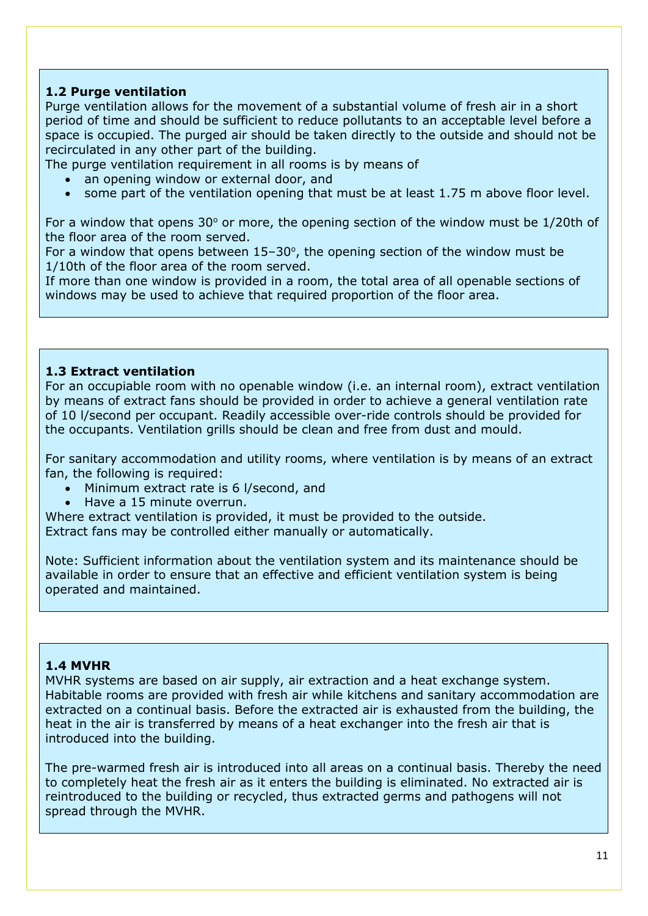### 1.2 Purge ventilation

Purge ventilation allows for the movement of a substantial volume of fresh air in a short period of time and should be sufficient to reduce pollutants to an acceptable level before a space is occupied. The purged air should be taken directly to the outside and should not be recirculated in any other part of the building.

The purge ventilation requirement in all rooms is by means of

- an opening window or external door, and
- some part of the ventilation opening that must be at least 1.75 m above floor level.

For a window that opens 30° or more, the opening section of the window must be 1/20th of the floor area of the room served.

For a window that opens between 15–30°, the opening section of the window must be 1/10th of the floor area of the room served.

If more than one window is provided in a room, the total area of all openable sections of windows may be used to achieve that required proportion of the floor area.

### 1.3 Extract ventilation

For an occupiable room with no openable window (i.e. an internal room), extract ventilation by means of extract fans should be provided in order to achieve a general ventilation rate of 10 l/second per occupant. Readily accessible over-ride controls should be provided for the occupants. Ventilation grills should be clean and free from dust and mould.

For sanitary accommodation and utility rooms, where ventilation is by means of an extract fan, the following is required:

- Minimum extract rate is 6 l/second, and
- Have a 15 minute overrun.

Where extract ventilation is provided, it must be provided to the outside.

Extract fans may be controlled either manually or automatically.

Note: Sufficient information about the ventilation system and its maintenance should be available in order to ensure that an effective and efficient ventilation system is being operated and maintained.

### 1.4 MVHR

MVHR systems are based on air supply, air extraction and a heat exchange system. Habitable rooms are provided with fresh air while kitchens and sanitary accommodation are extracted on a continual basis. Before the extracted air is exhausted from the building, the heat in the air is transferred by means of a heat exchanger into the fresh air that is introduced into the building.

The pre-warmed fresh air is introduced into all areas on a continual basis. Thereby the need to completely heat the fresh air as it enters the building is eliminated. No extracted air is reintroduced to the building or recycled, thus extracted germs and pathogens will not spread through the MVHR.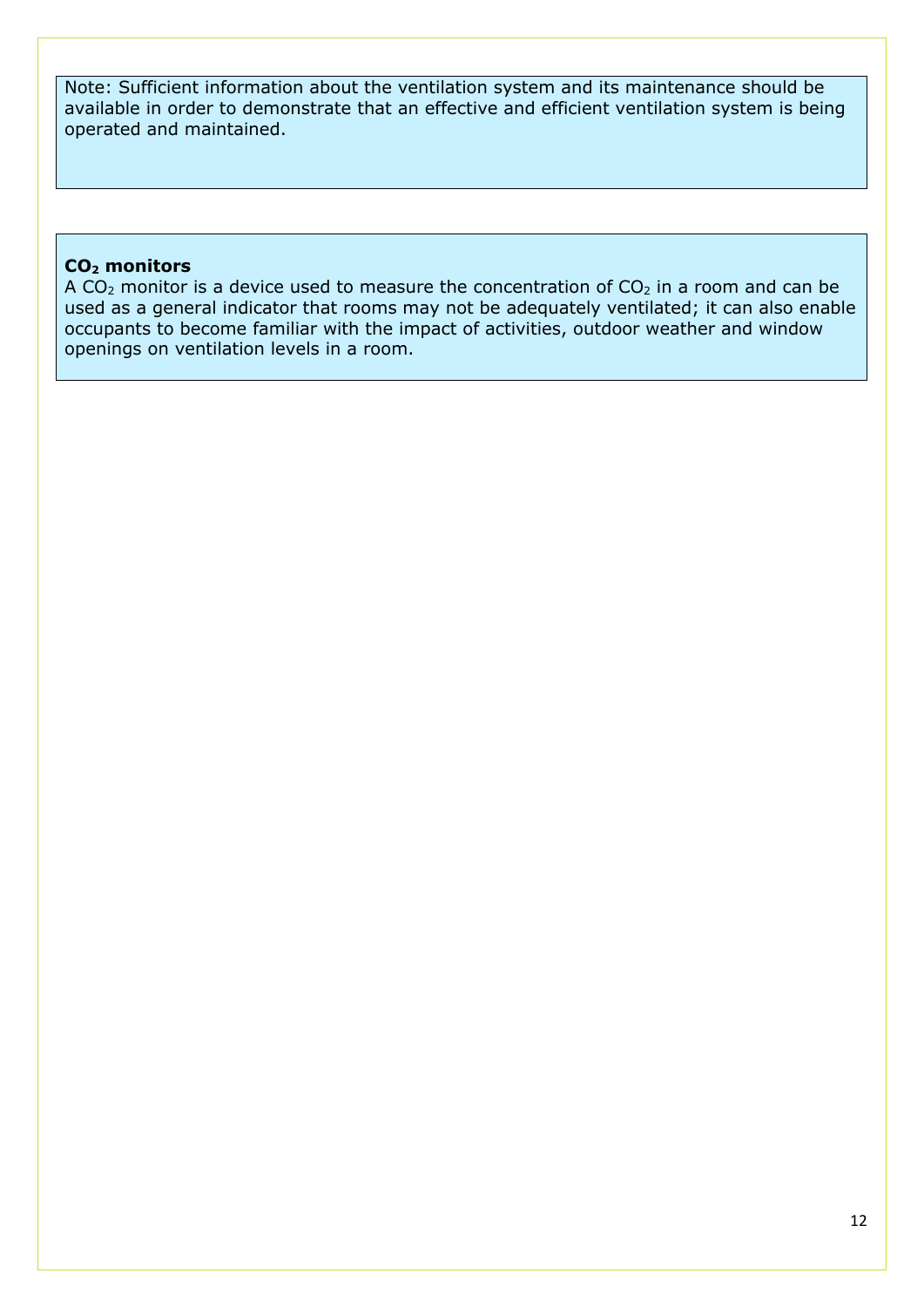Note: Sufficient information about the ventilation system and its maintenance should be available in order to demonstrate that an effective and efficient ventilation system is being operated and maintained.

**$CO_2$ monitors**

A $CO_2$ monitor is a device used to measure the concentration of $CO_2$ in a room and can be used as a general indicator that rooms may not be adequately ventilated; it can also enable occupants to become familiar with the impact of activities, outdoor weather and window openings on ventilation levels in a room.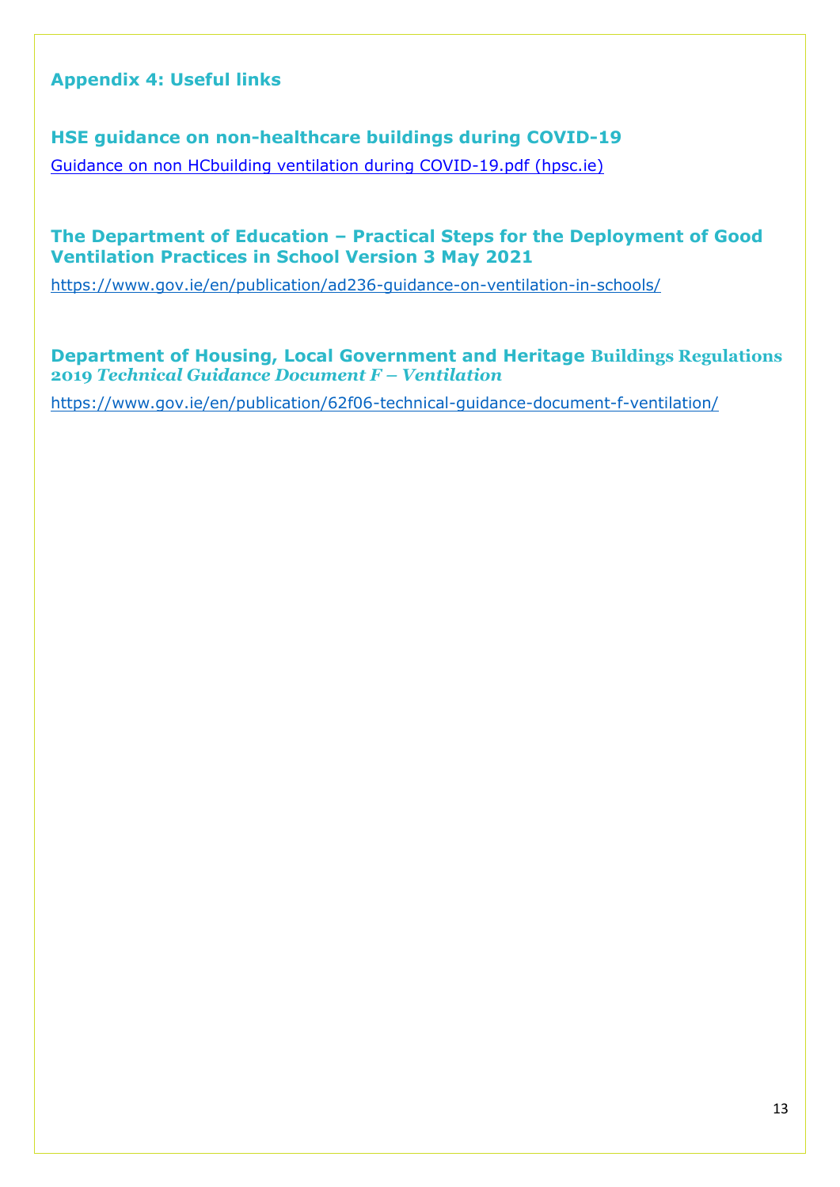## Appendix 4: Useful links

### HSE guidance on non-healthcare buildings during COVID-19

Guidance on non HCbuilding ventilation during COVID-19.pdf (hpsc.ie)

### The Department of Education – Practical Steps for the Deployment of Good Ventilation Practices in School Version 3 May 2021

https://www.gov.ie/en/publication/ad236-guidance-on-ventilation-in-schools/

### Department of Housing, Local Government and Heritage Buildings Regulations 2019 *Technical Guidance Document F – Ventilation*

https://www.gov.ie/en/publication/62f06-technical-guidance-document-f-ventilation/